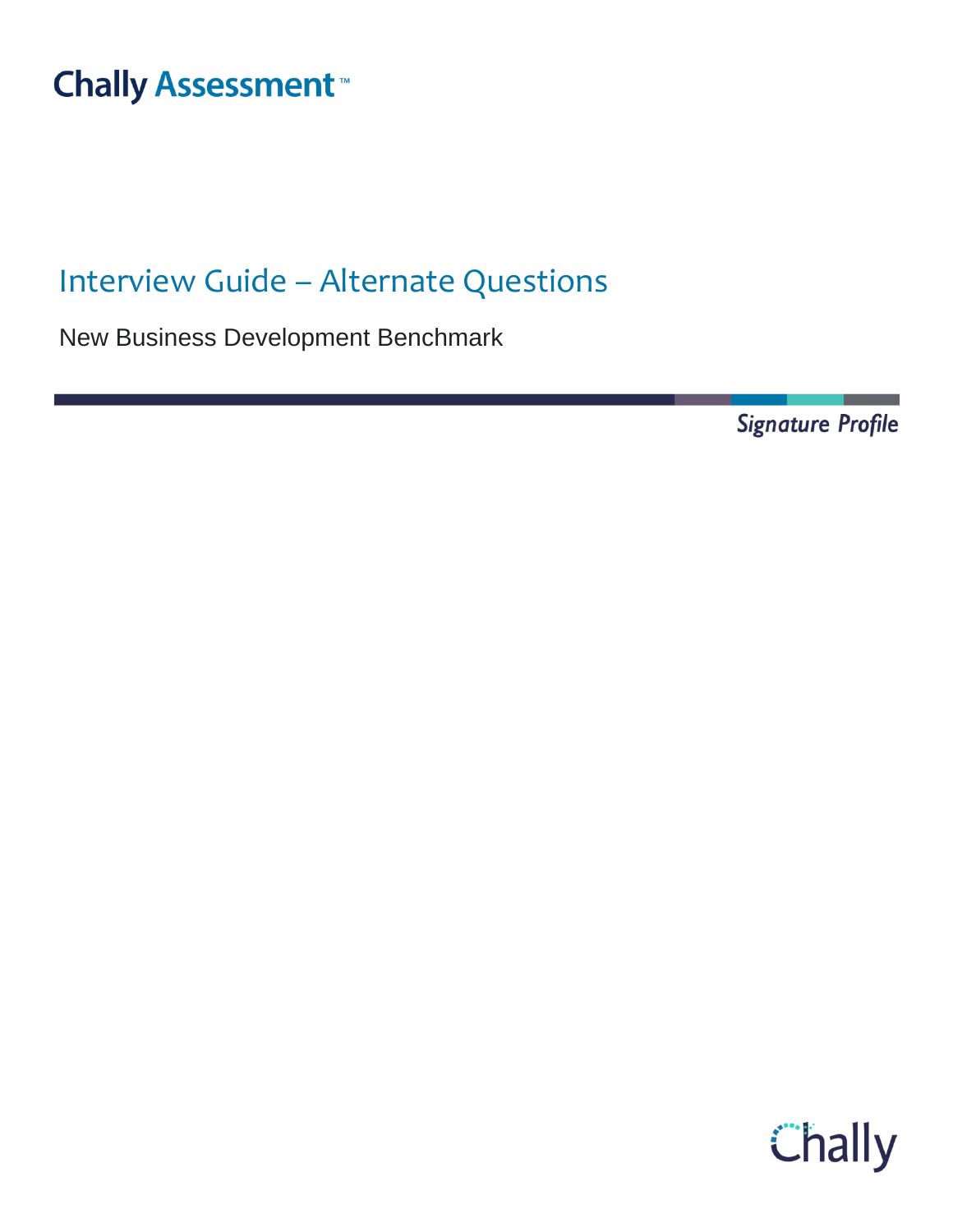Chally Assessment™

# Interview Guide – Alternate Questions

New Business Development Benchmark

*Signature Profile*

Chally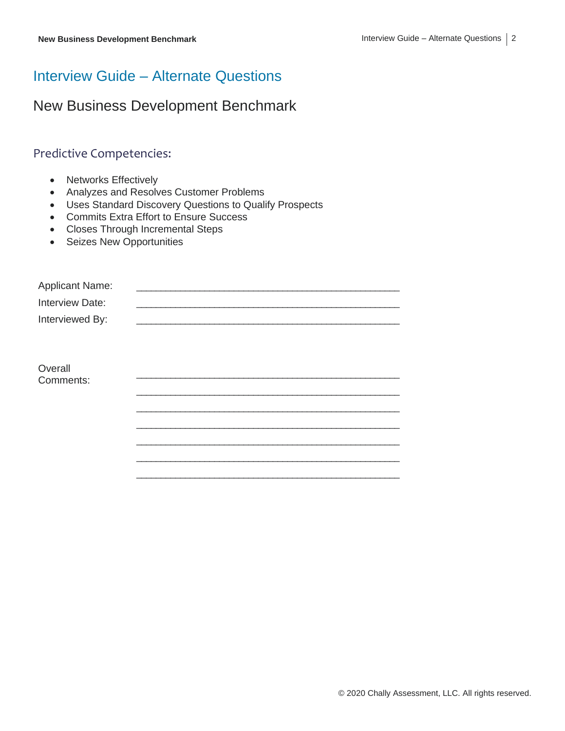# Interview Guide – Alternate Questions

## New Business Development Benchmark

### Predictive Competencies:

- Networks Effectively
- Analyzes and Resolves Customer Problems
- Uses Standard Discovery Questions to Qualify Prospects
- Commits Extra Effort to Ensure Success
- Closes Through Incremental Steps
- Seizes New Opportunities

Applicant Name: ______________________________________________

Interview Date: ______________________________________________

Interviewed By: ______________________________________________

Overall Comments: ______________________________________________

______________________________________________

______________________________________________

______________________________________________

______________________________________________

______________________________________________

______________________________________________

© 2020 Chally Assessment, LLC. All rights reserved.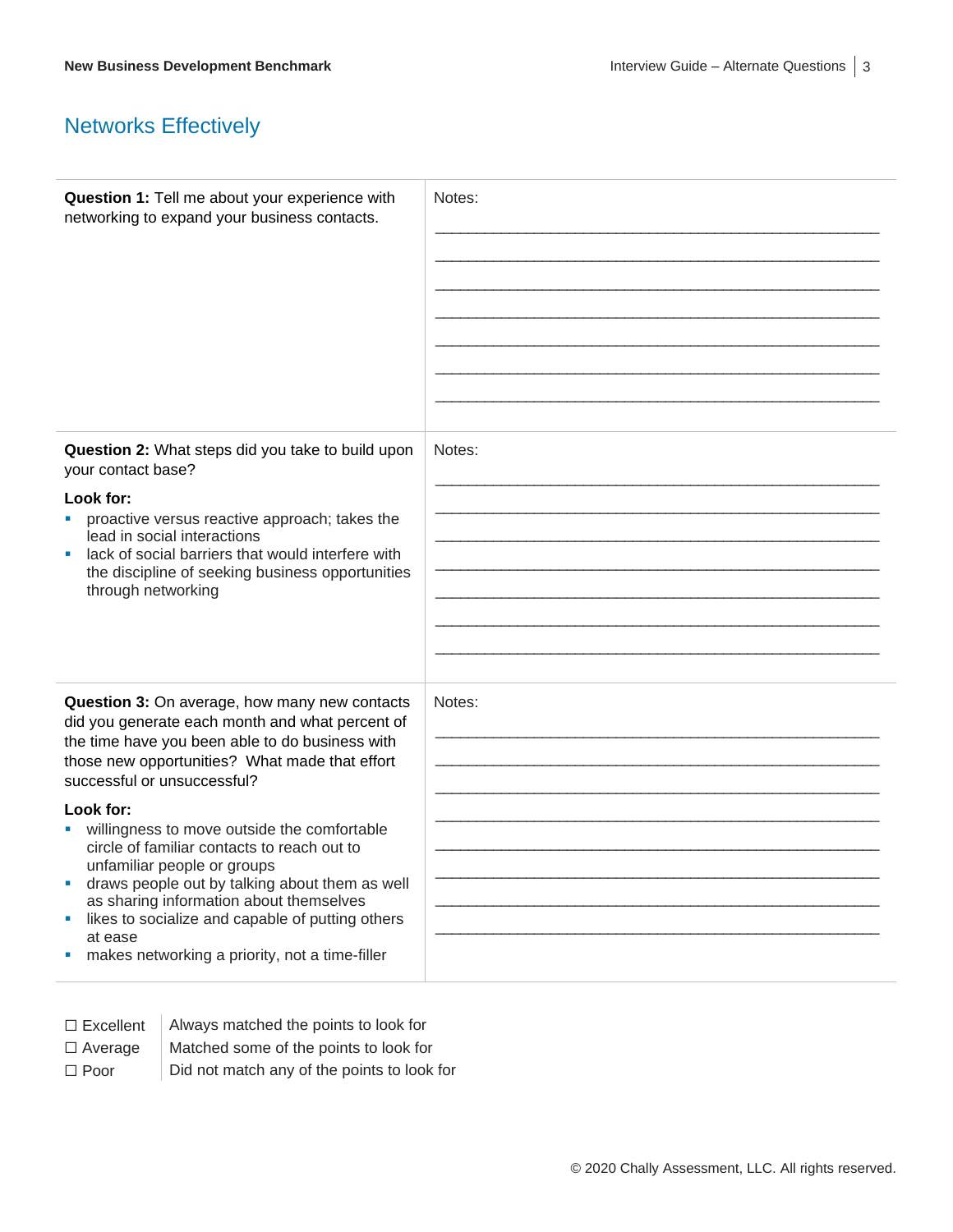## Networks Effectively

| | |
|---|---|
| **Question 1:** Tell me about your experience with networking to expand your business contacts. | Notes: |
| **Question 2:** What steps did you take to build upon your contact base?<br><br>**Look for:**<br>▪ proactive versus reactive approach; takes the lead in social interactions<br>▪ lack of social barriers that would interfere with the discipline of seeking business opportunities through networking | Notes: |
| **Question 3:** On average, how many new contacts did you generate each month and what percent of the time have you been able to do business with those new opportunities? What made that effort successful or unsuccessful?<br><br>**Look for:**<br>▪ willingness to move outside the comfortable circle of familiar contacts to reach out to unfamiliar people or groups<br>▪ draws people out by talking about them as well as sharing information about themselves<br>▪ likes to socialize and capable of putting others at ease<br>▪ makes networking a priority, not a time-filler | Notes: |

| | |
|---|---|
| ☐ Excellent | Always matched the points to look for |
| ☐ Average | Matched some of the points to look for |
| ☐ Poor | Did not match any of the points to look for |

© 2020 Chally Assessment, LLC. All rights reserved.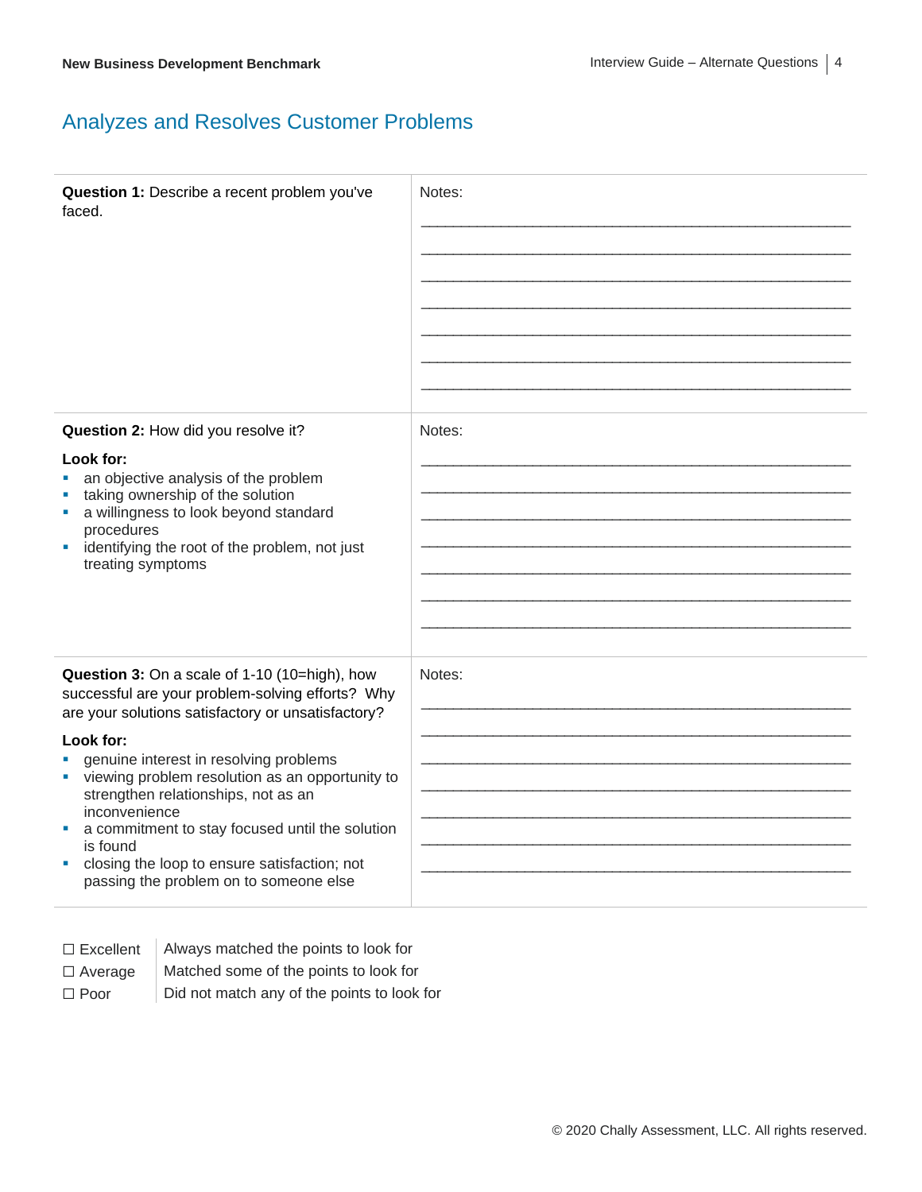## Analyzes and Resolves Customer Problems

| | |
|---|---|
| **Question 1:** Describe a recent problem you've faced. | Notes: |
| **Question 2:** How did you resolve it?<br><br>**Look for:**<br>▪ an objective analysis of the problem<br>▪ taking ownership of the solution<br>▪ a willingness to look beyond standard procedures<br>▪ identifying the root of the problem, not just treating symptoms | Notes: |
| **Question 3:** On a scale of 1-10 (10=high), how successful are your problem-solving efforts? Why are your solutions satisfactory or unsatisfactory?<br><br>**Look for:**<br>▪ genuine interest in resolving problems<br>▪ viewing problem resolution as an opportunity to strengthen relationships, not as an inconvenience<br>▪ a commitment to stay focused until the solution is found<br>▪ closing the loop to ensure satisfaction; not passing the problem on to someone else | Notes: |

| | |
|---|---|
| ☐ Excellent | Always matched the points to look for |
| ☐ Average | Matched some of the points to look for |
| ☐ Poor | Did not match any of the points to look for |

© 2020 Chally Assessment, LLC. All rights reserved.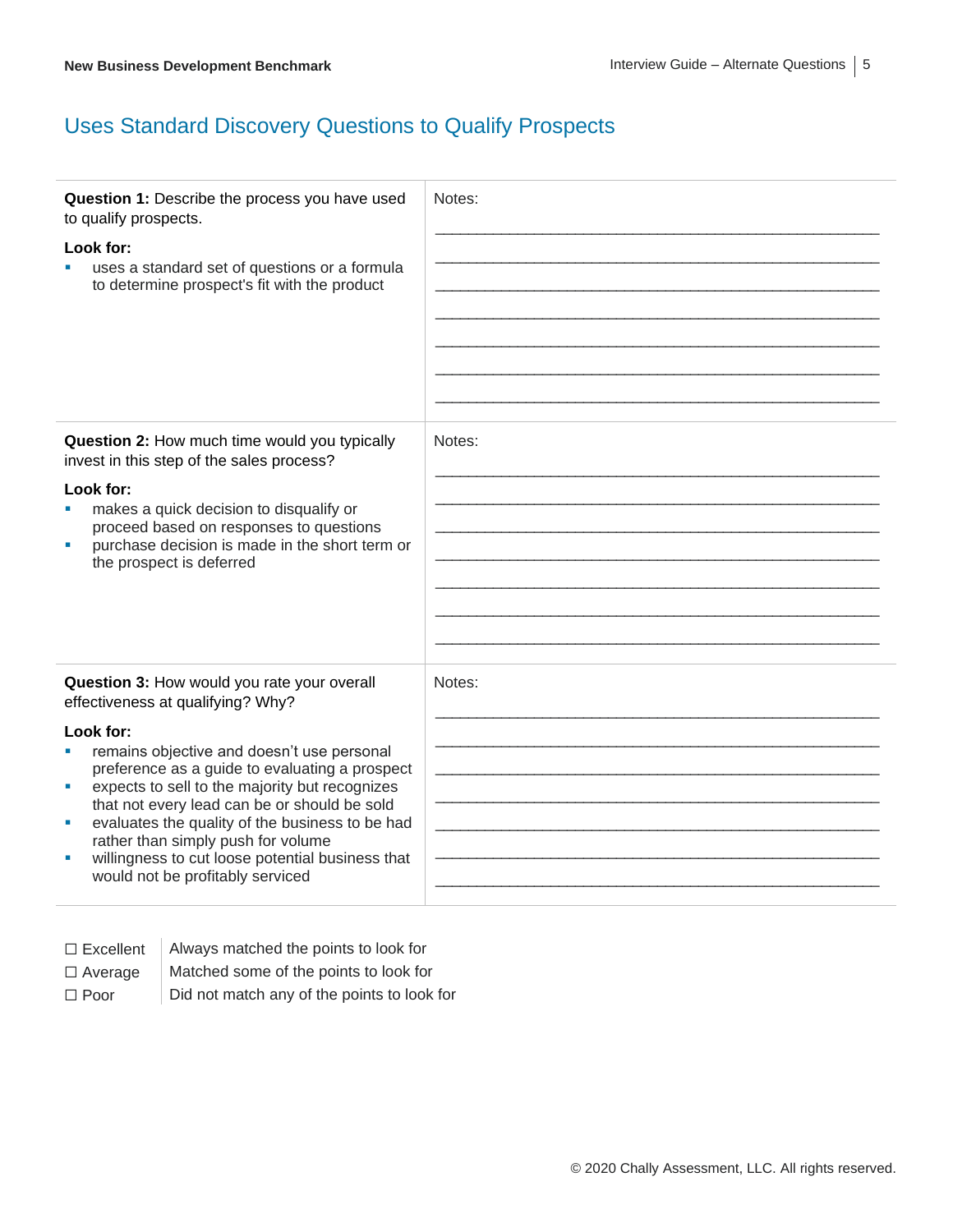## Uses Standard Discovery Questions to Qualify Prospects

| | |
|---|---|
| **Question 1:** Describe the process you have used to qualify prospects.<br><br>**Look for:**<br>▪ uses a standard set of questions or a formula to determine prospect's fit with the product | Notes:<br>_______________________________________________<br>_______________________________________________<br>_______________________________________________<br>_______________________________________________<br>_______________________________________________<br>_______________________________________________<br>_______________________________________________ |
| **Question 2:** How much time would you typically invest in this step of the sales process?<br><br>**Look for:**<br>▪ makes a quick decision to disqualify or proceed based on responses to questions<br>▪ purchase decision is made in the short term or the prospect is deferred | Notes:<br>_______________________________________________<br>_______________________________________________<br>_______________________________________________<br>_______________________________________________<br>_______________________________________________<br>_______________________________________________<br>_______________________________________________ |
| **Question 3:** How would you rate your overall effectiveness at qualifying? Why?<br><br>**Look for:**<br>▪ remains objective and doesn't use personal preference as a guide to evaluating a prospect<br>▪ expects to sell to the majority but recognizes that not every lead can be or should be sold<br>▪ evaluates the quality of the business to be had rather than simply push for volume<br>▪ willingness to cut loose potential business that would not be profitably serviced | Notes:<br>_______________________________________________<br>_______________________________________________<br>_______________________________________________<br>_______________________________________________<br>_______________________________________________<br>_______________________________________________<br>_______________________________________________ |

| | |
|---|---|
| ☐ Excellent | Always matched the points to look for |
| ☐ Average | Matched some of the points to look for |
| ☐ Poor | Did not match any of the points to look for |

© 2020 Chally Assessment, LLC. All rights reserved.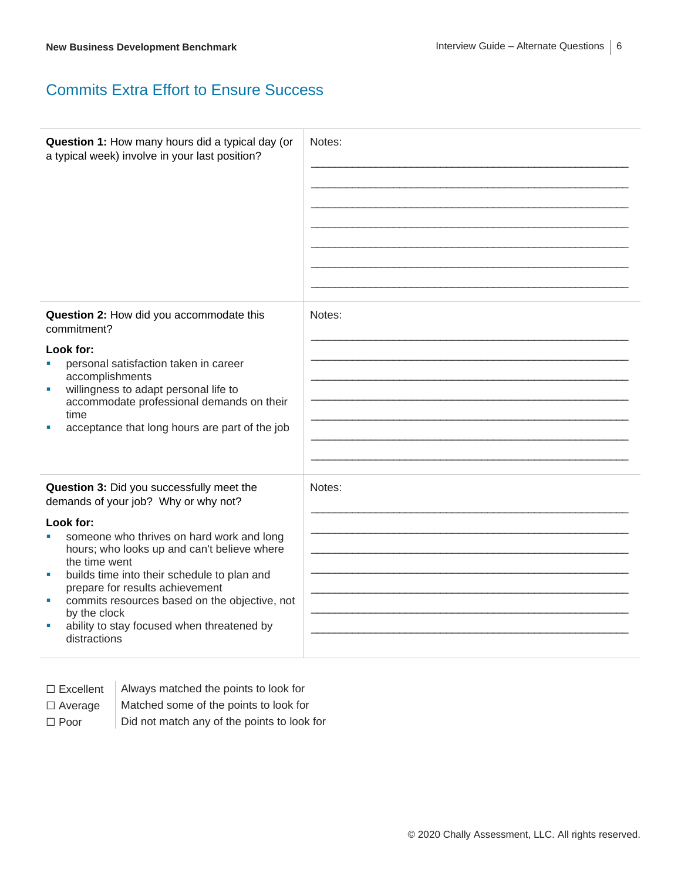## Commits Extra Effort to Ensure Success

| Question | Notes |
|---|---|
| **Question 1:** How many hours did a typical day (or a typical week) involve in your last position? | Notes: |
| **Question 2:** How did you accommodate this commitment?<br><br>**Look for:**<br>▪ personal satisfaction taken in career accomplishments<br>▪ willingness to adapt personal life to accommodate professional demands on their time<br>▪ acceptance that long hours are part of the job | Notes: |
| **Question 3:** Did you successfully meet the demands of your job? Why or why not?<br><br>**Look for:**<br>▪ someone who thrives on hard work and long hours; who looks up and can't believe where the time went<br>▪ builds time into their schedule to plan and prepare for results achievement<br>▪ commits resources based on the objective, not by the clock<br>▪ ability to stay focused when threatened by distractions | Notes: |

| | |
|---|---|
| ☐ Excellent | Always matched the points to look for |
| ☐ Average | Matched some of the points to look for |
| ☐ Poor | Did not match any of the points to look for |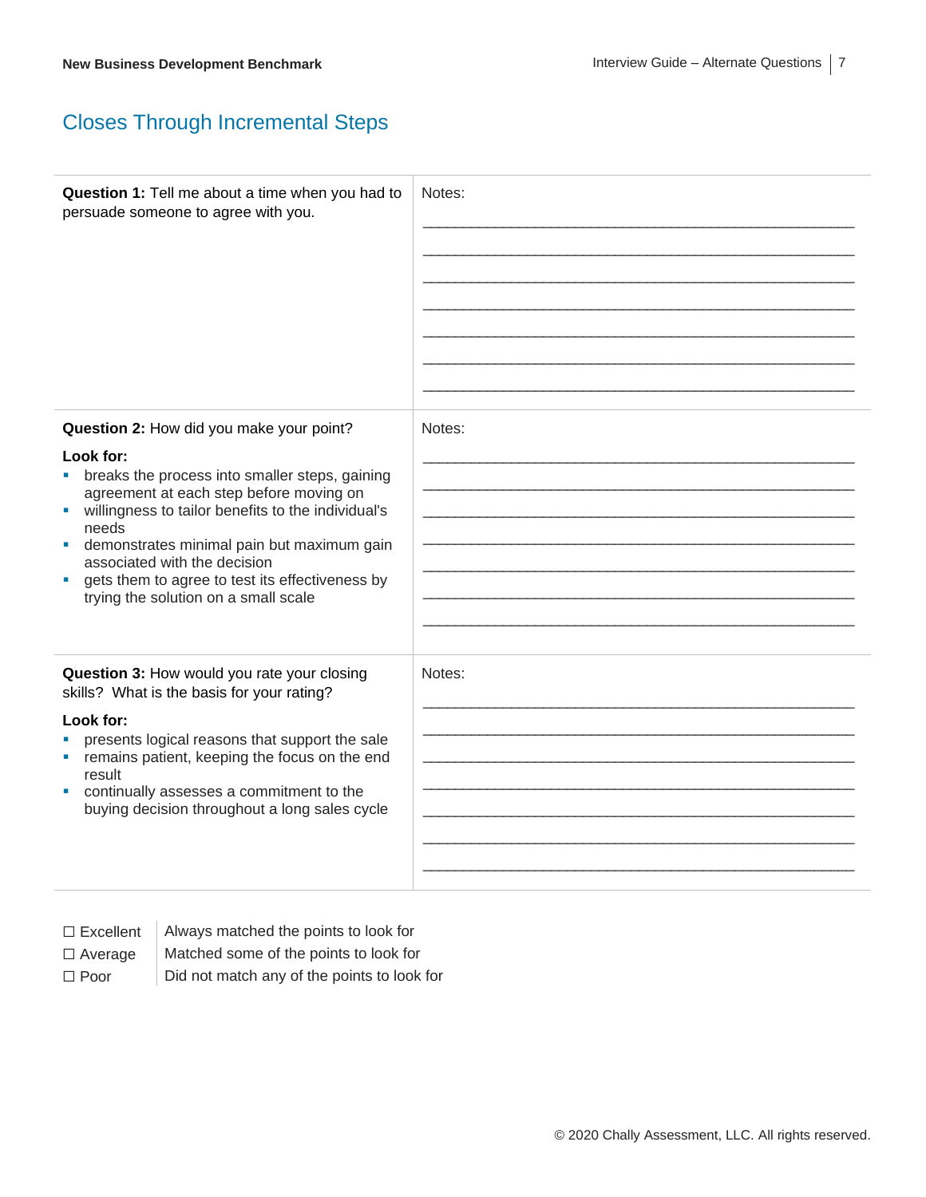## Closes Through Incremental Steps

| | |
|---|---|
| **Question 1:** Tell me about a time when you had to persuade someone to agree with you. | Notes: |
| **Question 2:** How did you make your point?<br><br>**Look for:**<br>▪ breaks the process into smaller steps, gaining agreement at each step before moving on<br>▪ willingness to tailor benefits to the individual's needs<br>▪ demonstrates minimal pain but maximum gain associated with the decision<br>▪ gets them to agree to test its effectiveness by trying the solution on a small scale | Notes: |
| **Question 3:** How would you rate your closing skills? What is the basis for your rating?<br><br>**Look for:**<br>▪ presents logical reasons that support the sale<br>▪ remains patient, keeping the focus on the end result<br>▪ continually assesses a commitment to the buying decision throughout a long sales cycle | Notes: |

| | |
|---|---|
| ☐ Excellent | Always matched the points to look for |
| ☐ Average | Matched some of the points to look for |
| ☐ Poor | Did not match any of the points to look for |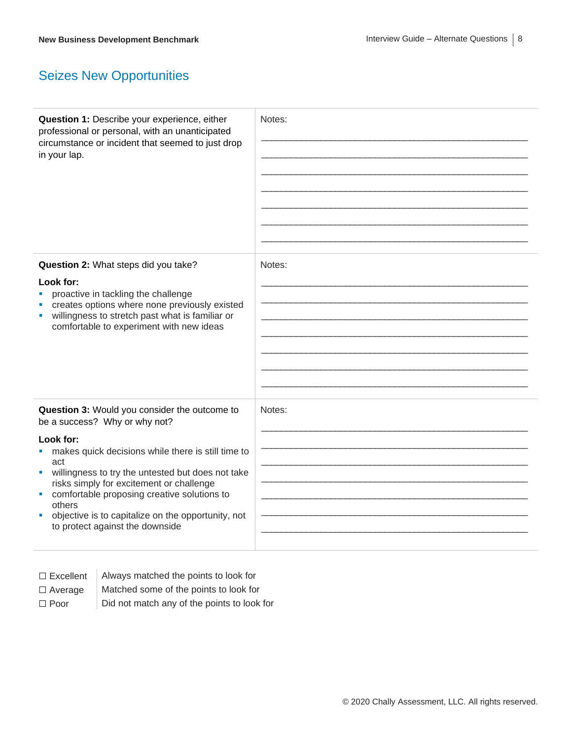## Seizes New Opportunities

| Question | Notes |
|---|---|
| **Question 1:** Describe your experience, either professional or personal, with an unanticipated circumstance or incident that seemed to just drop in your lap. | Notes: |
| **Question 2:** What steps did you take?<br><br>**Look for:**<br>• proactive in tackling the challenge<br>• creates options where none previously existed<br>• willingness to stretch past what is familiar or comfortable to experiment with new ideas | Notes: |
| **Question 3:** Would you consider the outcome to be a success? Why or why not?<br><br>**Look for:**<br>• makes quick decisions while there is still time to act<br>• willingness to try the untested but does not take risks simply for excitement or challenge<br>• comfortable proposing creative solutions to others<br>• objective is to capitalize on the opportunity, not to protect against the downside | Notes: |

| Rating | Description |
|---|---|
| ☐ Excellent | Always matched the points to look for |
| ☐ Average | Matched some of the points to look for |
| ☐ Poor | Did not match any of the points to look for |

© 2020 Chally Assessment, LLC. All rights reserved.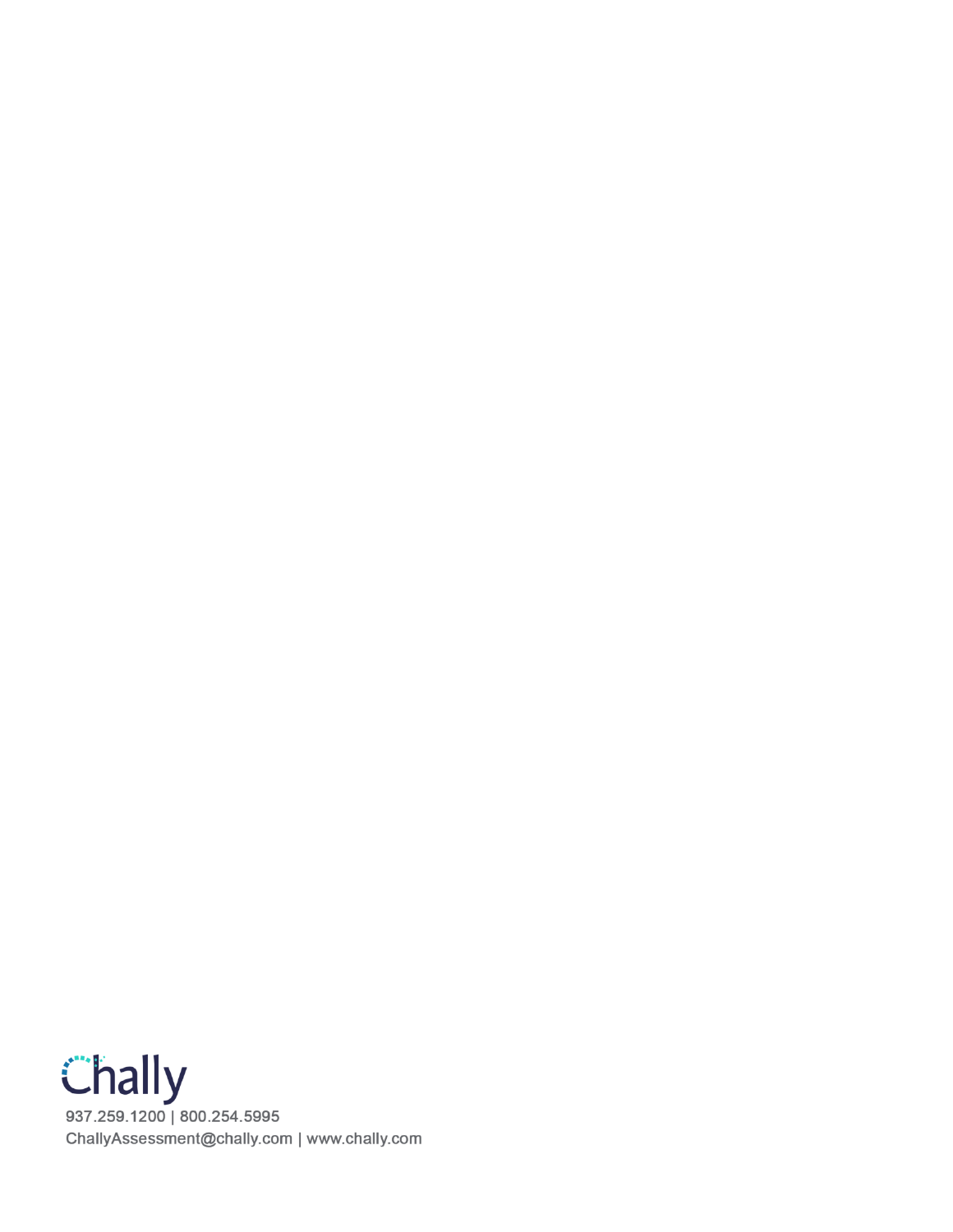Chally

937.259.1200 | 800.254.5995

ChallyAssessment@chally.com | www.chally.com